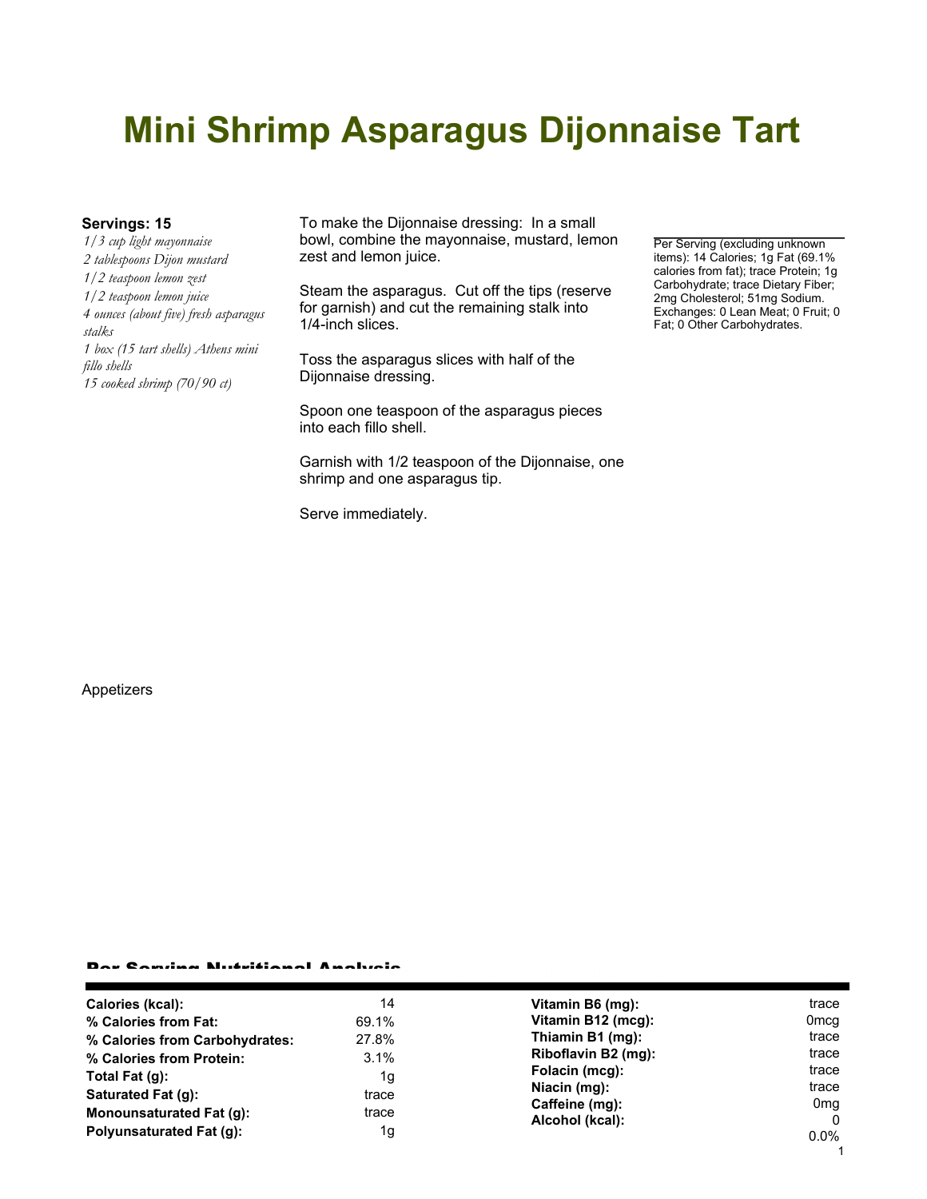# Mini Shrimp Asparagus Dijonnaise Tart

**Servings: 15**

*1/3 cup light mayonnaise*
*2 tablespoons Dijon mustard*
*1/2 teaspoon lemon zest*
*1/2 teaspoon lemon juice*
*4 ounces (about five) fresh asparagus stalks*
*1 box (15 tart shells) Athens mini fillo shells*
*15 cooked shrimp (70/90 ct)*

To make the Dijonnaise dressing: In a small bowl, combine the mayonnaise, mustard, lemon zest and lemon juice.

Steam the asparagus. Cut off the tips (reserve for garnish) and cut the remaining stalk into 1/4-inch slices.

Toss the asparagus slices with half of the Dijonnaise dressing.

Spoon one teaspoon of the asparagus pieces into each fillo shell.

Garnish with 1/2 teaspoon of the Dijonnaise, one shrimp and one asparagus tip.

Serve immediately.

Per Serving (excluding unknown items): 14 Calories; 1g Fat (69.1% calories from fat); trace Protein; 1g Carbohydrate; trace Dietary Fiber; 2mg Cholesterol; 51mg Sodium. Exchanges: 0 Lean Meat; 0 Fruit; 0 Fat; 0 Other Carbohydrates.

Appetizers

## Per Serving Nutritional Analysis

| | | | |
|---|---|---|---|
| **Calories (kcal):** | 14 | **Vitamin B6 (mg):** | trace |
| **% Calories from Fat:** | 69.1% | **Vitamin B12 (mcg):** | 0mcg |
| **% Calories from Carbohydrates:** | 27.8% | **Thiamin B1 (mg):** | trace |
| **% Calories from Protein:** | 3.1% | **Riboflavin B2 (mg):** | trace |
| **Total Fat (g):** | 1g | **Folacin (mcg):** | trace |
| **Saturated Fat (g):** | trace | **Niacin (mg):** | trace |
| **Monounsaturated Fat (g):** | trace | **Caffeine (mg):** | 0mg |
| **Polyunsaturated Fat (g):** | 1g | **Alcohol (kcal):** | 0 |
| | | | 0.0% |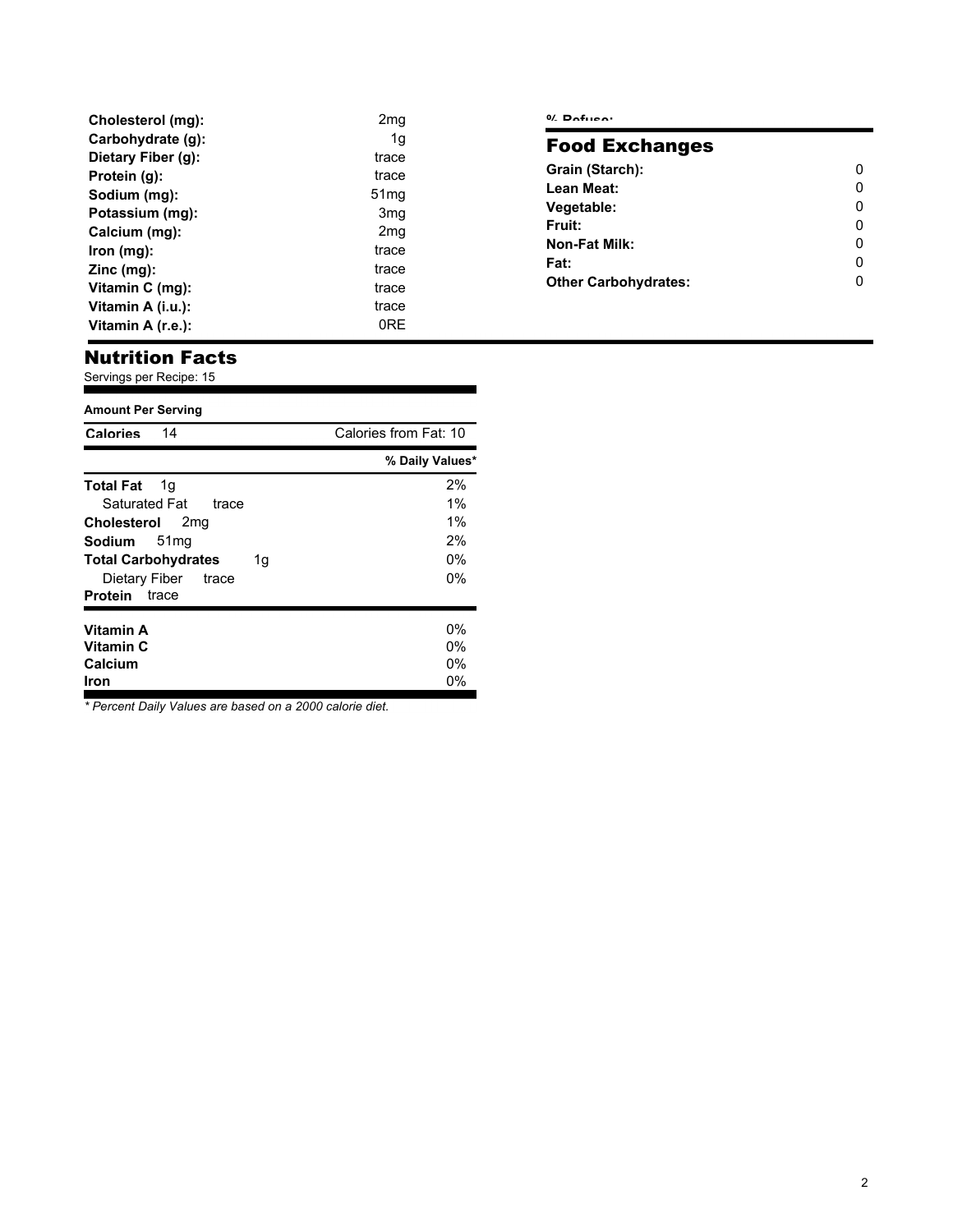| | |
|---|---|
| **Cholesterol (mg):** | 2mg |
| **Carbohydrate (g):** | 1g |
| **Dietary Fiber (g):** | trace |
| **Protein (g):** | trace |
| **Sodium (mg):** | 51mg |
| **Potassium (mg):** | 3mg |
| **Calcium (mg):** | 2mg |
| **Iron (mg):** | trace |
| **Zinc (mg):** | trace |
| **Vitamin C (mg):** | trace |
| **Vitamin A (i.u.):** | trace |
| **Vitamin A (r.e.):** | 0RE |

**% Refuse:**

## Food Exchanges

| | |
|---|---|
| **Grain (Starch):** | 0 |
| **Lean Meat:** | 0 |
| **Vegetable:** | 0 |
| **Fruit:** | 0 |
| **Non-Fat Milk:** | 0 |
| **Fat:** | 0 |
| **Other Carbohydrates:** | 0 |

## Nutrition Facts

Servings per Recipe: 15

**Amount Per Serving**

**Calories** 14 | Calories from Fat: 10

| | % Daily Values* |
|---|---|
| **Total Fat** 1g | 2% |
| Saturated Fat trace | 1% |
| **Cholesterol** 2mg | 1% |
| **Sodium** 51mg | 2% |
| **Total Carbohydrates** 1g | 0% |
| Dietary Fiber trace | 0% |
| **Protein** trace | |
| **Vitamin A** | 0% |
| **Vitamin C** | 0% |
| **Calcium** | 0% |
| **Iron** | 0% |

*\* Percent Daily Values are based on a 2000 calorie diet.*